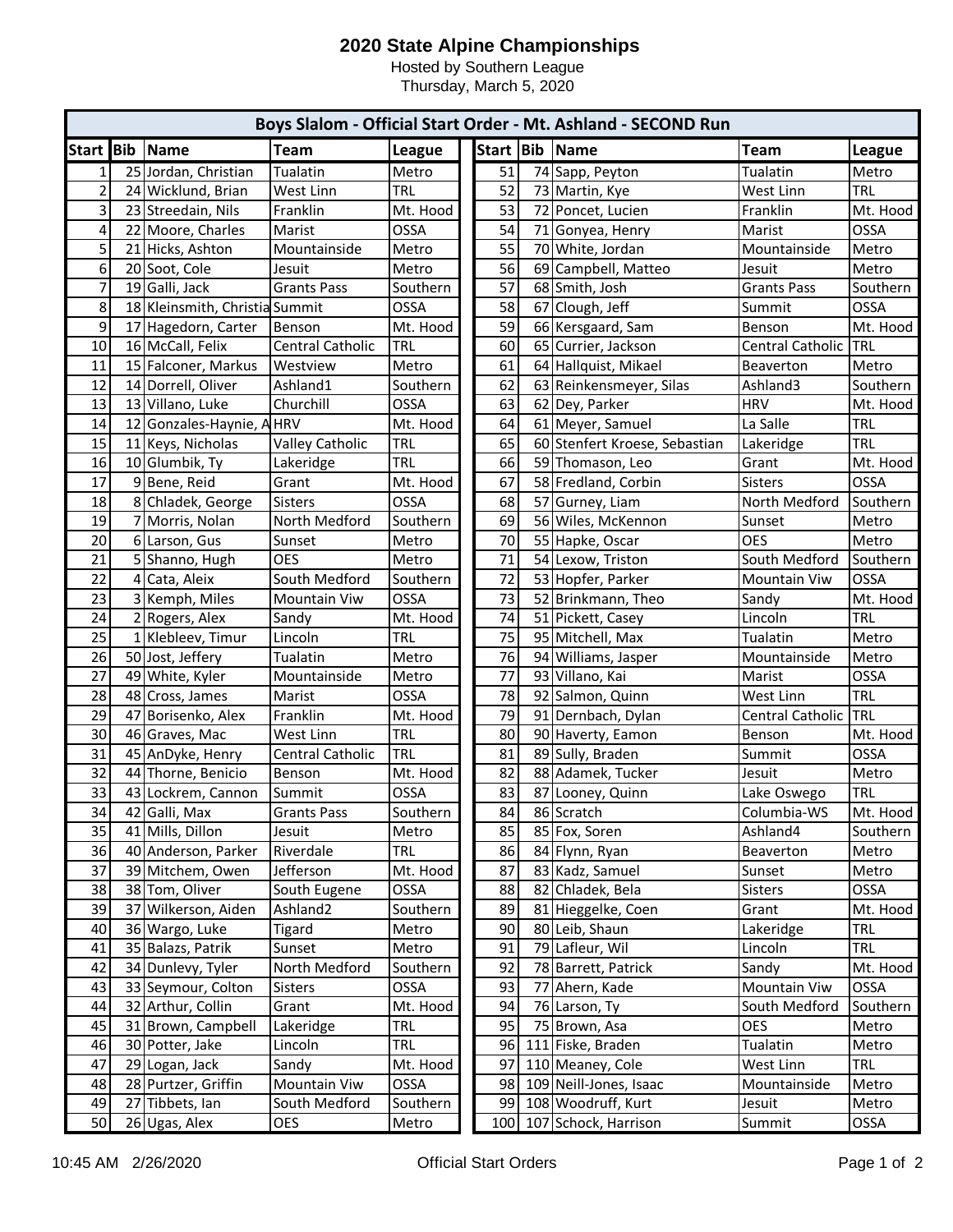# 2020 State Alpine Championships

Hosted by Southern League

Thursday, March 5, 2020

## Boys Slalom - Official Start Order - Mt. Ashland - SECOND Run

| Start | Bib | Name | Team | League | Start | Bib | Name | Team | League |
|---|---|---|---|---|---|---|---|---|---|
| 1 | 25 | Jordan, Christian | Tualatin | Metro | 51 | 74 | Sapp, Peyton | Tualatin | Metro |
| 2 | 24 | Wicklund, Brian | West Linn | TRL | 52 | 73 | Martin, Kye | West Linn | TRL |
| 3 | 23 | Streedain, Nils | Franklin | Mt. Hood | 53 | 72 | Poncet, Lucien | Franklin | Mt. Hood |
| 4 | 22 | Moore, Charles | Marist | OSSA | 54 | 71 | Gonyea, Henry | Marist | OSSA |
| 5 | 21 | Hicks, Ashton | Mountainside | Metro | 55 | 70 | White, Jordan | Mountainside | Metro |
| 6 | 20 | Soot, Cole | Jesuit | Metro | 56 | 69 | Campbell, Matteo | Jesuit | Metro |
| 7 | 19 | Galli, Jack | Grants Pass | Southern | 57 | 68 | Smith, Josh | Grants Pass | Southern |
| 8 | 18 | Kleinsmith, Christia | Summit | OSSA | 58 | 67 | Clough, Jeff | Summit | OSSA |
| 9 | 17 | Hagedorn, Carter | Benson | Mt. Hood | 59 | 66 | Kersgaard, Sam | Benson | Mt. Hood |
| 10 | 16 | McCall, Felix | Central Catholic | TRL | 60 | 65 | Currier, Jackson | Central Catholic | TRL |
| 11 | 15 | Falconer, Markus | Westview | Metro | 61 | 64 | Hallquist, Mikael | Beaverton | Metro |
| 12 | 14 | Dorrell, Oliver | Ashland1 | Southern | 62 | 63 | Reinkensmeyer, Silas | Ashland3 | Southern |
| 13 | 13 | Villano, Luke | Churchill | OSSA | 63 | 62 | Dey, Parker | HRV | Mt. Hood |
| 14 | 12 | Gonzales-Haynie, A | HRV | Mt. Hood | 64 | 61 | Meyer, Samuel | La Salle | TRL |
| 15 | 11 | Keys, Nicholas | Valley Catholic | TRL | 65 | 60 | Stenfert Kroese, Sebastian | Lakeridge | TRL |
| 16 | 10 | Glumbik, Ty | Lakeridge | TRL | 66 | 59 | Thomason, Leo | Grant | Mt. Hood |
| 17 | 9 | Bene, Reid | Grant | Mt. Hood | 67 | 58 | Fredland, Corbin | Sisters | OSSA |
| 18 | 8 | Chladek, George | Sisters | OSSA | 68 | 57 | Gurney, Liam | North Medford | Southern |
| 19 | 7 | Morris, Nolan | North Medford | Southern | 69 | 56 | Wiles, McKennon | Sunset | Metro |
| 20 | 6 | Larson, Gus | Sunset | Metro | 70 | 55 | Hapke, Oscar | OES | Metro |
| 21 | 5 | Shanno, Hugh | OES | Metro | 71 | 54 | Lexow, Triston | South Medford | Southern |
| 22 | 4 | Cata, Aleix | South Medford | Southern | 72 | 53 | Hopfer, Parker | Mountain Viw | OSSA |
| 23 | 3 | Kemph, Miles | Mountain Viw | OSSA | 73 | 52 | Brinkmann, Theo | Sandy | Mt. Hood |
| 24 | 2 | Rogers, Alex | Sandy | Mt. Hood | 74 | 51 | Pickett, Casey | Lincoln | TRL |
| 25 | 1 | Klebleev, Timur | Lincoln | TRL | 75 | 95 | Mitchell, Max | Tualatin | Metro |
| 26 | 50 | Jost, Jeffery | Tualatin | Metro | 76 | 94 | Williams, Jasper | Mountainside | Metro |
| 27 | 49 | White, Kyler | Mountainside | Metro | 77 | 93 | Villano, Kai | Marist | OSSA |
| 28 | 48 | Cross, James | Marist | OSSA | 78 | 92 | Salmon, Quinn | West Linn | TRL |
| 29 | 47 | Borisenko, Alex | Franklin | Mt. Hood | 79 | 91 | Dernbach, Dylan | Central Catholic | TRL |
| 30 | 46 | Graves, Mac | West Linn | TRL | 80 | 90 | Haverty, Eamon | Benson | Mt. Hood |
| 31 | 45 | AnDyke, Henry | Central Catholic | TRL | 81 | 89 | Sully, Braden | Summit | OSSA |
| 32 | 44 | Thorne, Benicio | Benson | Mt. Hood | 82 | 88 | Adamek, Tucker | Jesuit | Metro |
| 33 | 43 | Lockrem, Cannon | Summit | OSSA | 83 | 87 | Looney, Quinn | Lake Oswego | TRL |
| 34 | 42 | Galli, Max | Grants Pass | Southern | 84 | 86 | Scratch | Columbia-WS | Mt. Hood |
| 35 | 41 | Mills, Dillon | Jesuit | Metro | 85 | 85 | Fox, Soren | Ashland4 | Southern |
| 36 | 40 | Anderson, Parker | Riverdale | TRL | 86 | 84 | Flynn, Ryan | Beaverton | Metro |
| 37 | 39 | Mitchem, Owen | Jefferson | Mt. Hood | 87 | 83 | Kadz, Samuel | Sunset | Metro |
| 38 | 38 | Tom, Oliver | South Eugene | OSSA | 88 | 82 | Chladek, Bela | Sisters | OSSA |
| 39 | 37 | Wilkerson, Aiden | Ashland2 | Southern | 89 | 81 | Hieggelke, Coen | Grant | Mt. Hood |
| 40 | 36 | Wargo, Luke | Tigard | Metro | 90 | 80 | Leib, Shaun | Lakeridge | TRL |
| 41 | 35 | Balazs, Patrik | Sunset | Metro | 91 | 79 | Lafleur, Wil | Lincoln | TRL |
| 42 | 34 | Dunlevy, Tyler | North Medford | Southern | 92 | 78 | Barrett, Patrick | Sandy | Mt. Hood |
| 43 | 33 | Seymour, Colton | Sisters | OSSA | 93 | 77 | Ahern, Kade | Mountain Viw | OSSA |
| 44 | 32 | Arthur, Collin | Grant | Mt. Hood | 94 | 76 | Larson, Ty | South Medford | Southern |
| 45 | 31 | Brown, Campbell | Lakeridge | TRL | 95 | 75 | Brown, Asa | OES | Metro |
| 46 | 30 | Potter, Jake | Lincoln | TRL | 96 | 111 | Fiske, Braden | Tualatin | Metro |
| 47 | 29 | Logan, Jack | Sandy | Mt. Hood | 97 | 110 | Meaney, Cole | West Linn | TRL |
| 48 | 28 | Purtzer, Griffin | Mountain Viw | OSSA | 98 | 109 | Neill-Jones, Isaac | Mountainside | Metro |
| 49 | 27 | Tibbets, Ian | South Medford | Southern | 99 | 108 | Woodruff, Kurt | Jesuit | Metro |
| 50 | 26 | Ugas, Alex | OES | Metro | 100 | 107 | Schock, Harrison | Summit | OSSA |

10:45 AM 2/26/2020 Official Start Orders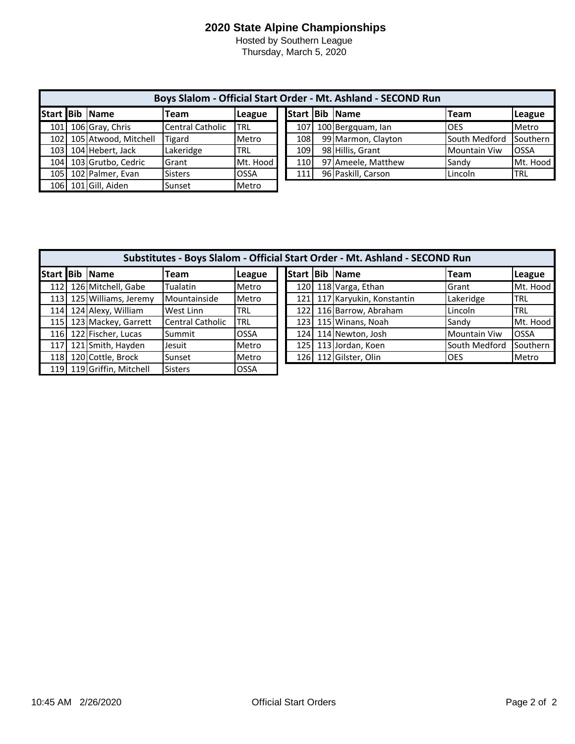# 2020 State Alpine Championships

Hosted by Southern League
Thursday, March 5, 2020

## Boys Slalom - Official Start Order - Mt. Ashland - SECOND Run

| Start | Bib | Name | Team | League |
|---|---|---|---|---|
| 101 | 106 | Gray, Chris | Central Catholic | TRL |
| 102 | 105 | Atwood, Mitchell | Tigard | Metro |
| 103 | 104 | Hebert, Jack | Lakeridge | TRL |
| 104 | 103 | Grutbo, Cedric | Grant | Mt. Hood |
| 105 | 102 | Palmer, Evan | Sisters | OSSA |
| 106 | 101 | Gill, Aiden | Sunset | Metro |
| 107 | 100 | Bergquam, Ian | OES | Metro |
| 108 | 99 | Marmon, Clayton | South Medford | Southern |
| 109 | 98 | Hillis, Grant | Mountain Viw | OSSA |
| 110 | 97 | Ameele, Matthew | Sandy | Mt. Hood |
| 111 | 96 | Paskill, Carson | Lincoln | TRL |

## Substitutes - Boys Slalom - Official Start Order - Mt. Ashland - SECOND Run

| Start | Bib | Name | Team | League |
|---|---|---|---|---|
| 112 | 126 | Mitchell, Gabe | Tualatin | Metro |
| 113 | 125 | Williams, Jeremy | Mountainside | Metro |
| 114 | 124 | Alexy, William | West Linn | TRL |
| 115 | 123 | Mackey, Garrett | Central Catholic | TRL |
| 116 | 122 | Fischer, Lucas | Summit | OSSA |
| 117 | 121 | Smith, Hayden | Jesuit | Metro |
| 118 | 120 | Cottle, Brock | Sunset | Metro |
| 119 | 119 | Griffin, Mitchell | Sisters | OSSA |
| 120 | 118 | Varga, Ethan | Grant | Mt. Hood |
| 121 | 117 | Karyukin, Konstantin | Lakeridge | TRL |
| 122 | 116 | Barrow, Abraham | Lincoln | TRL |
| 123 | 115 | Winans, Noah | Sandy | Mt. Hood |
| 124 | 114 | Newton, Josh | Mountain Viw | OSSA |
| 125 | 113 | Jordan, Koen | South Medford | Southern |
| 126 | 112 | Gilster, Olin | OES | Metro |

10:45 AM 2/26/2020 Official Start Orders